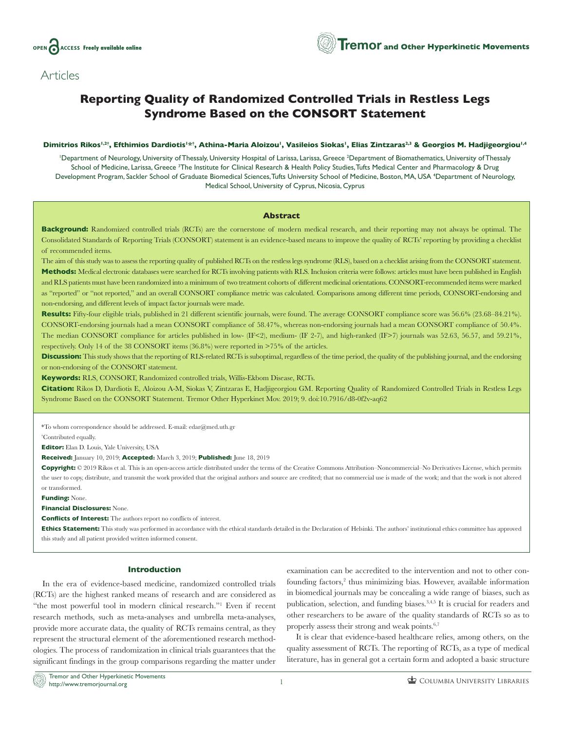Articles

# Reporting Quality of Randomized Controlled Trials in Restless Legs Syndrome Based on the CONSORT Statement

**Dimitrios Rikos[1,2†], Efthimios Dardiotis[1*†], Athina-Maria Aloizou[1], Vasileios Siokas[1], Elias Zintzaras[2,3] & Georgios M. Hadjigeorgiou[1,4]**

[1]Department of Neurology, University of Thessaly, University Hospital of Larissa, Larissa, Greece [2]Department of Biomathematics, University of Thessaly School of Medicine, Larissa, Greece [3]The Institute for Clinical Research & Health Policy Studies, Tufts Medical Center and Pharmacology & Drug Development Program, Sackler School of Graduate Biomedical Sciences, Tufts University School of Medicine, Boston, MA, USA [4]Department of Neurology, Medical School, University of Cyprus, Nicosia, Cyprus

## Abstract

**Background:** Randomized controlled trials (RCTs) are the cornerstone of modern medical research, and their reporting may not always be optimal. The Consolidated Standards of Reporting Trials (CONSORT) statement is an evidence-based means to improve the quality of RCTs' reporting by providing a checklist of recommended items.

The aim of this study was to assess the reporting quality of published RCTs on the restless legs syndrome (RLS), based on a checklist arising from the CONSORT statement.

**Methods:** Medical electronic databases were searched for RCTs involving patients with RLS. Inclusion criteria were follows: articles must have been published in English and RLS patients must have been randomized into a minimum of two treatment cohorts of different medicinal orientations. CONSORT-recommended items were marked as "reported" or "not reported," and an overall CONSORT compliance metric was calculated. Comparisons among different time periods, CONSORT-endorsing and non-endorsing, and different levels of impact factor journals were made.

**Results:** Fifty-four eligible trials, published in 21 different scientific journals, were found. The average CONSORT compliance score was 56.6% (23.68–84.21%). CONSORT-endorsing journals had a mean CONSORT compliance of 58.47%, whereas non-endorsing journals had a mean CONSORT compliance of 50.4%. The median CONSORT compliance for articles published in low- (IF<2), medium- (IF 2-7), and high-ranked (IF>7) journals was 52.63, 56.57, and 59.21%, respectively. Only 14 of the 38 CONSORT items (36.8%) were reported in >75% of the articles.

**Discussion:** This study shows that the reporting of RLS-related RCTs is suboptimal, regardless of the time period, the quality of the publishing journal, and the endorsing or non-endorsing of the CONSORT statement.

**Keywords:** RLS, CONSORT, Randomized controlled trials, Willis-Ekbom Disease, RCTs.

**Citation:** Rikos D, Dardiotis E, Aloizou A-M, Siokas V, Zintzaras E, Hadjigeorgiou GM. Reporting Quality of Randomized Controlled Trials in Restless Legs Syndrome Based on the CONSORT Statement. Tremor Other Hyperkinet Mov. 2019; 9. doi:10.7916/d8-0f2v-aq62

*To whom correspondence should be addressed. E-mail: edar@med.uth.gr

†Contributed equally.

**Editor:** Elan D. Louis, Yale University, USA

**Received:** January 10, 2019; **Accepted:** March 3, 2019; **Published:** June 18, 2019

**Copyright:** © 2019 Rikos et al. This is an open-access article distributed under the terms of the Creative Commons Attribution–Noncommercial–No Derivatives License, which permits the user to copy, distribute, and transmit the work provided that the original authors and source are credited; that no commercial use is made of the work; and that the work is not altered or transformed.

**Funding:** None.

**Financial Disclosures:** None.

**Conflicts of Interest:** The authors report no conflicts of interest.

**Ethics Statement:** This study was performed in accordance with the ethical standards detailed in the Declaration of Helsinki. The authors' institutional ethics committee has approved this study and all patient provided written informed consent.

## Introduction

In the era of evidence-based medicine, randomized controlled trials (RCTs) are the highest ranked means of research and are considered as "the most powerful tool in modern clinical research."[1] Even if recent research methods, such as meta-analyses and umbrella meta-analyses, provide more accurate data, the quality of RCTs remains central, as they represent the structural element of the aforementioned research methodologies. The process of randomization in clinical trials guarantees that the significant findings in the group comparisons regarding the matter under examination can be accredited to the intervention and not to other confounding factors,[2] thus minimizing bias. However, available information in biomedical journals may be concealing a wide range of biases, such as publication, selection, and funding biases.[3,4,5] It is crucial for readers and other researchers to be aware of the quality standards of RCTs so as to properly assess their strong and weak points.[6,7]

It is clear that evidence-based healthcare relies, among others, on the quality assessment of RCTs. The reporting of RCTs, as a type of medical literature, has in general got a certain form and adopted a basic structure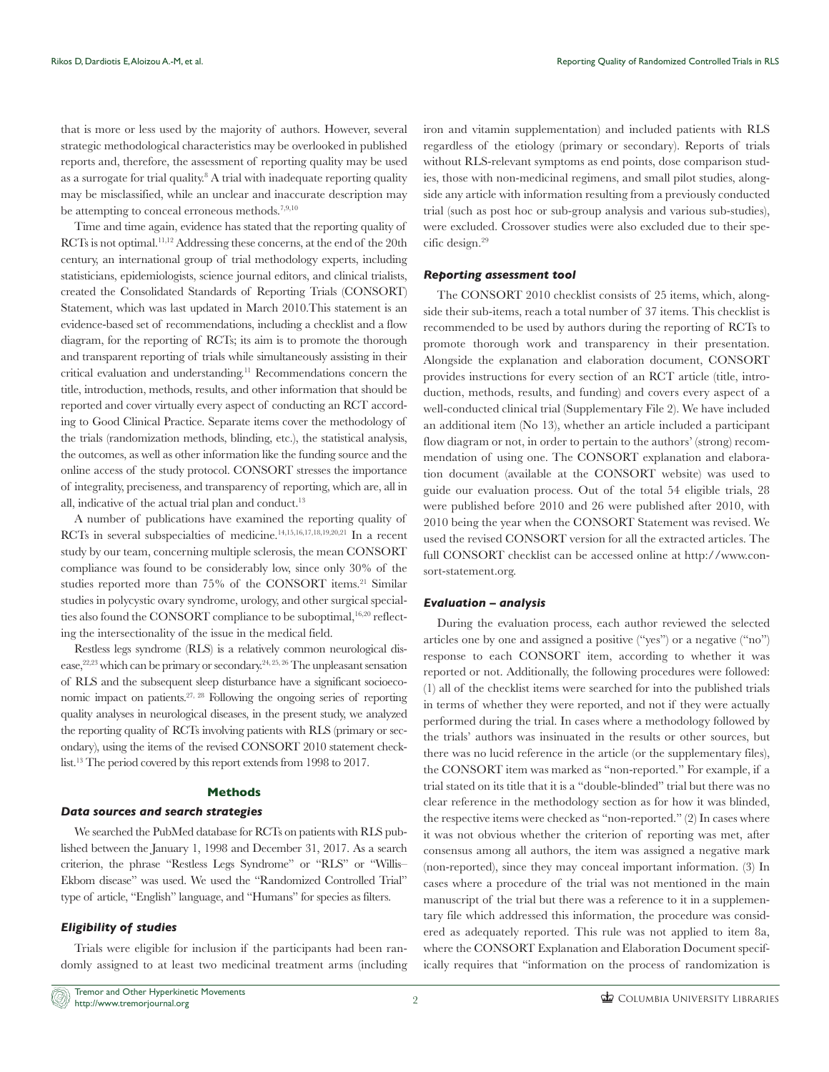that is more or less used by the majority of authors. However, several strategic methodological characteristics may be overlooked in published reports and, therefore, the assessment of reporting quality may be used as a surrogate for trial quality.[8] A trial with inadequate reporting quality may be misclassified, while an unclear and inaccurate description may be attempting to conceal erroneous methods.[7,9,10]

Time and time again, evidence has stated that the reporting quality of RCTs is not optimal.[11,12] Addressing these concerns, at the end of the 20th century, an international group of trial methodology experts, including statisticians, epidemiologists, science journal editors, and clinical trialists, created the Consolidated Standards of Reporting Trials (CONSORT) Statement, which was last updated in March 2010.This statement is an evidence-based set of recommendations, including a checklist and a flow diagram, for the reporting of RCTs; its aim is to promote the thorough and transparent reporting of trials while simultaneously assisting in their critical evaluation and understanding.[11] Recommendations concern the title, introduction, methods, results, and other information that should be reported and cover virtually every aspect of conducting an RCT according to Good Clinical Practice. Separate items cover the methodology of the trials (randomization methods, blinding, etc.), the statistical analysis, the outcomes, as well as other information like the funding source and the online access of the study protocol. CONSORT stresses the importance of integrality, preciseness, and transparency of reporting, which are, all in all, indicative of the actual trial plan and conduct.[13]

A number of publications have examined the reporting quality of RCTs in several subspecialties of medicine.[14,15,16,17,18,19,20,21] In a recent study by our team, concerning multiple sclerosis, the mean CONSORT compliance was found to be considerably low, since only 30% of the studies reported more than 75% of the CONSORT items.[21] Similar studies in polycystic ovary syndrome, urology, and other surgical specialties also found the CONSORT compliance to be suboptimal,[16,20] reflecting the intersectionality of the issue in the medical field.

Restless legs syndrome (RLS) is a relatively common neurological disease,[22,23] which can be primary or secondary.[24, 25, 26] The unpleasant sensation of RLS and the subsequent sleep disturbance have a significant socioeconomic impact on patients.[27, 28] Following the ongoing series of reporting quality analyses in neurological diseases, in the present study, we analyzed the reporting quality of RCTs involving patients with RLS (primary or secondary), using the items of the revised CONSORT 2010 statement checklist.[13] The period covered by this report extends from 1998 to 2017.

## Methods

### Data sources and search strategies

We searched the PubMed database for RCTs on patients with RLS published between the January 1, 1998 and December 31, 2017. As a search criterion, the phrase "Restless Legs Syndrome" or "RLS" or "Willis–Ekbom disease" was used. We used the "Randomized Controlled Trial" type of article, "English" language, and "Humans" for species as filters.

### Eligibility of studies

Trials were eligible for inclusion if the participants had been randomly assigned to at least two medicinal treatment arms (including iron and vitamin supplementation) and included patients with RLS regardless of the etiology (primary or secondary). Reports of trials without RLS-relevant symptoms as end points, dose comparison studies, those with non-medicinal regimens, and small pilot studies, alongside any article with information resulting from a previously conducted trial (such as post hoc or sub-group analysis and various sub-studies), were excluded. Crossover studies were also excluded due to their specific design.[29]

### Reporting assessment tool

The CONSORT 2010 checklist consists of 25 items, which, alongside their sub-items, reach a total number of 37 items. This checklist is recommended to be used by authors during the reporting of RCTs to promote thorough work and transparency in their presentation. Alongside the explanation and elaboration document, CONSORT provides instructions for every section of an RCT article (title, introduction, methods, results, and funding) and covers every aspect of a well-conducted clinical trial (Supplementary File 2). We have included an additional item (No 13), whether an article included a participant flow diagram or not, in order to pertain to the authors' (strong) recommendation of using one. The CONSORT explanation and elaboration document (available at the CONSORT website) was used to guide our evaluation process. Out of the total 54 eligible trials, 28 were published before 2010 and 26 were published after 2010, with 2010 being the year when the CONSORT Statement was revised. We used the revised CONSORT version for all the extracted articles. The full CONSORT checklist can be accessed online at http://www.consort-statement.org.

### Evaluation – analysis

During the evaluation process, each author reviewed the selected articles one by one and assigned a positive ("yes") or a negative ("no") response to each CONSORT item, according to whether it was reported or not. Additionally, the following procedures were followed: (1) all of the checklist items were searched for into the published trials in terms of whether they were reported, and not if they were actually performed during the trial. In cases where a methodology followed by the trials' authors was insinuated in the results or other sources, but there was no lucid reference in the article (or the supplementary files), the CONSORT item was marked as "non-reported." For example, if a trial stated on its title that it is a "double-blinded" trial but there was no clear reference in the methodology section as for how it was blinded, the respective items were checked as "non-reported." (2) In cases where it was not obvious whether the criterion of reporting was met, after consensus among all authors, the item was assigned a negative mark (non-reported), since they may conceal important information. (3) In cases where a procedure of the trial was not mentioned in the main manuscript of the trial but there was a reference to it in a supplementary file which addressed this information, the procedure was considered as adequately reported. This rule was not applied to item 8a, where the CONSORT Explanation and Elaboration Document specifically requires that "information on the process of randomization is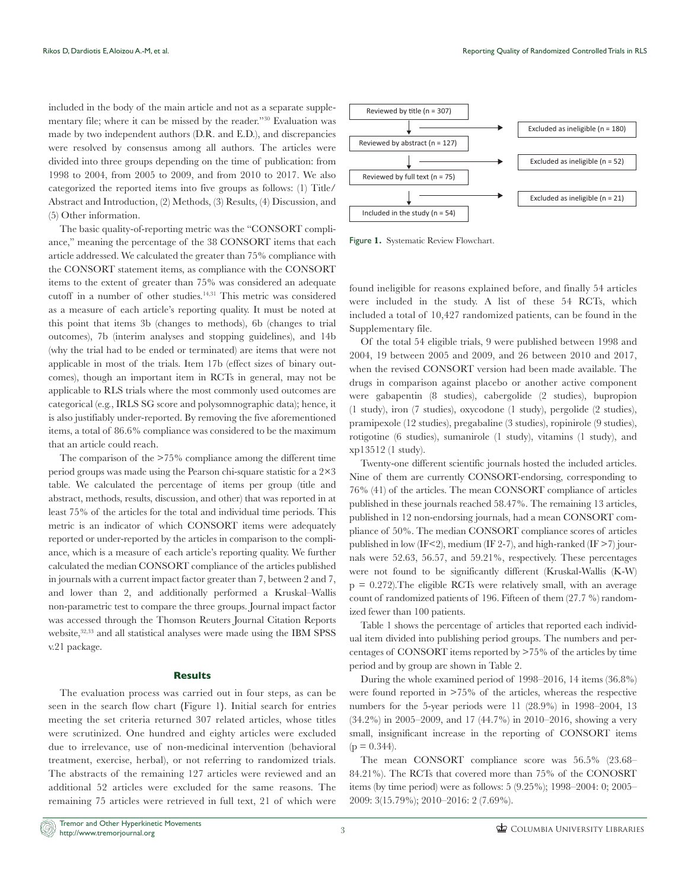included in the body of the main article and not as a separate supplementary file; where it can be missed by the reader."[30] Evaluation was made by two independent authors (D.R. and E.D.), and discrepancies were resolved by consensus among all authors. The articles were divided into three groups depending on the time of publication: from 1998 to 2004, from 2005 to 2009, and from 2010 to 2017. We also categorized the reported items into five groups as follows: (1) Title/Abstract and Introduction, (2) Methods, (3) Results, (4) Discussion, and (5) Other information.

The basic quality-of-reporting metric was the "CONSORT compliance," meaning the percentage of the 38 CONSORT items that each article addressed. We calculated the greater than 75% compliance with the CONSORT statement items, as compliance with the CONSORT items to the extent of greater than 75% was considered an adequate cutoff in a number of other studies.[14,31] This metric was considered as a measure of each article's reporting quality. It must be noted at this point that items 3b (changes to methods), 6b (changes to trial outcomes), 7b (interim analyses and stopping guidelines), and 14b (why the trial had to be ended or terminated) are items that were not applicable in most of the trials. Item 17b (effect sizes of binary outcomes), though an important item in RCTs in general, may not be applicable to RLS trials where the most commonly used outcomes are categorical (e.g., IRLS SG score and polysomnographic data); hence, it is also justifiably under-reported. By removing the five aforementioned items, a total of 86.6% compliance was considered to be the maximum that an article could reach.

The comparison of the >75% compliance among the different time period groups was made using the Pearson chi-square statistic for a 2×3 table. We calculated the percentage of items per group (title and abstract, methods, results, discussion, and other) that was reported in at least 75% of the articles for the total and individual time periods. This metric is an indicator of which CONSORT items were adequately reported or under-reported by the articles in comparison to the compliance, which is a measure of each article's reporting quality. We further calculated the median CONSORT compliance of the articles published in journals with a current impact factor greater than 7, between 2 and 7, and lower than 2, and additionally performed a Kruskal–Wallis non-parametric test to compare the three groups. Journal impact factor was accessed through the Thomson Reuters Journal Citation Reports website,[32,33] and all statistical analyses were made using the IBM SPSS v.21 package.

## Results

The evaluation process was carried out in four steps, as can be seen in the search flow chart (Figure 1). Initial search for entries meeting the set criteria returned 307 related articles, whose titles were scrutinized. One hundred and eighty articles were excluded due to irrelevance, use of non-medicinal intervention (behavioral treatment, exercise, herbal), or not referring to randomized trials. The abstracts of the remaining 127 articles were reviewed and an additional 52 articles were excluded for the same reasons. The remaining 75 articles were retrieved in full text, 21 of which were found ineligible for reasons explained before, and finally 54 articles were included in the study. A list of these 54 RCTs, which included a total of 10,427 randomized patients, can be found in the Supplementary file.

Reviewed by title (n = 307) → Excluded as ineligible (n = 180)
Reviewed by abstract (n = 127) → Excluded as ineligible (n = 52)
Reviewed by full text (n = 75) → Excluded as ineligible (n = 21)
Included in the study (n = 54)

Figure 1. Systematic Review Flowchart.

Of the total 54 eligible trials, 9 were published between 1998 and 2004, 19 between 2005 and 2009, and 26 between 2010 and 2017, when the revised CONSORT version had been made available. The drugs in comparison against placebo or another active component were gabapentin (8 studies), cabergolide (2 studies), bupropion (1 study), iron (7 studies), oxycodone (1 study), pergolide (2 studies), pramipexole (12 studies), pregabaline (3 studies), ropinirole (9 studies), rotigotine (6 studies), sumanirole (1 study), vitamins (1 study), and xp13512 (1 study).

Twenty-one different scientific journals hosted the included articles. Nine of them are currently CONSORT-endorsing, corresponding to 76% (41) of the articles. The mean CONSORT compliance of articles published in these journals reached 58.47%. The remaining 13 articles, published in 12 non-endorsing journals, had a mean CONSORT compliance of 50%. The median CONSORT compliance scores of articles published in low (IF<2), medium (IF 2-7), and high-ranked (IF >7) journals were 52.63, 56.57, and 59.21%, respectively. These percentages were not found to be significantly different (Kruskal-Wallis (K-W) $p = 0.272$).The eligible RCTs were relatively small, with an average count of randomized patients of 196. Fifteen of them (27.7 %) randomized fewer than 100 patients.

Table 1 shows the percentage of articles that reported each individual item divided into publishing period groups. The numbers and percentages of CONSORT items reported by >75% of the articles by time period and by group are shown in Table 2.

During the whole examined period of 1998–2016, 14 items (36.8%) were found reported in >75% of the articles, whereas the respective numbers for the 5-year periods were 11 (28.9%) in 1998–2004, 13 (34.2%) in 2005–2009, and 17 (44.7%) in 2010–2016, showing a very small, insignificant increase in the reporting of CONSORT items ($p = 0.344$).

The mean CONSORT compliance score was 56.5% (23.68–84.21%). The RCTs that covered more than 75% of the CONOSRT items (by time period) were as follows: 5 (9.25%); 1998–2004: 0; 2005–2009: 3(15.79%); 2010–2016: 2 (7.69%).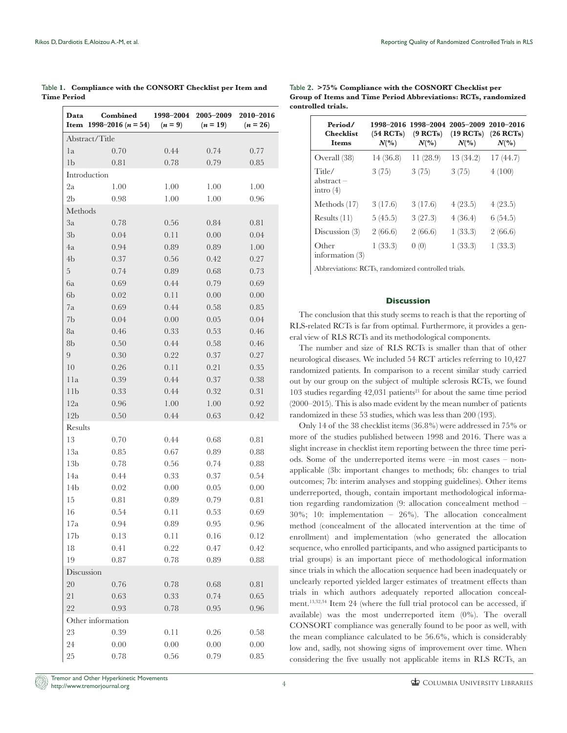Table 1. **Compliance with the CONSORT Checklist per Item and Time Period**

| Data Item | Combined 1998–2016 ($n = 54$) | 1998–2004 ($n = 9$) | 2005–2009 ($n = 19$) | 2010–2016 ($n = 26$) |
|---|---|---|---|---|
| Abstract/Title | | | | |
| 1a | 0.70 | 0.44 | 0.74 | 0.77 |
| 1b | 0.81 | 0.78 | 0.79 | 0.85 |
| Introduction | | | | |
| 2a | 1.00 | 1.00 | 1.00 | 1.00 |
| 2b | 0.98 | 1.00 | 1.00 | 0.96 |
| Methods | | | | |
| 3a | 0.78 | 0.56 | 0.84 | 0.81 |
| 3b | 0.04 | 0.11 | 0.00 | 0.04 |
| 4a | 0.94 | 0.89 | 0.89 | 1.00 |
| 4b | 0.37 | 0.56 | 0.42 | 0.27 |
| 5 | 0.74 | 0.89 | 0.68 | 0.73 |
| 6a | 0.69 | 0.44 | 0.79 | 0.69 |
| 6b | 0.02 | 0.11 | 0.00 | 0.00 |
| 7a | 0.69 | 0.44 | 0.58 | 0.85 |
| 7b | 0.04 | 0.00 | 0.05 | 0.04 |
| 8a | 0.46 | 0.33 | 0.53 | 0.46 |
| 8b | 0.50 | 0.44 | 0.58 | 0.46 |
| 9 | 0.30 | 0.22 | 0.37 | 0.27 |
| 10 | 0.26 | 0.11 | 0.21 | 0.35 |
| 11a | 0.39 | 0.44 | 0.37 | 0.38 |
| 11b | 0.33 | 0.44 | 0.32 | 0.31 |
| 12a | 0.96 | 1.00 | 1.00 | 0.92 |
| 12b | 0.50 | 0.44 | 0.63 | 0.42 |
| Results | | | | |
| 13 | 0.70 | 0.44 | 0.68 | 0.81 |
| 13a | 0.85 | 0.67 | 0.89 | 0.88 |
| 13b | 0.78 | 0.56 | 0.74 | 0.88 |
| 14a | 0.44 | 0.33 | 0.37 | 0.54 |
| 14b | 0.02 | 0.00 | 0.05 | 0.00 |
| 15 | 0.81 | 0.89 | 0.79 | 0.81 |
| 16 | 0.54 | 0.11 | 0.53 | 0.69 |
| 17a | 0.94 | 0.89 | 0.95 | 0.96 |
| 17b | 0.13 | 0.11 | 0.16 | 0.12 |
| 18 | 0.41 | 0.22 | 0.47 | 0.42 |
| 19 | 0.87 | 0.78 | 0.89 | 0.88 |
| Discussion | | | | |
| 20 | 0.76 | 0.78 | 0.68 | 0.81 |
| 21 | 0.63 | 0.33 | 0.74 | 0.65 |
| 22 | 0.93 | 0.78 | 0.95 | 0.96 |
| Other information | | | | |
| 23 | 0.39 | 0.11 | 0.26 | 0.58 |
| 24 | 0.00 | 0.00 | 0.00 | 0.00 |
| 25 | 0.78 | 0.56 | 0.79 | 0.85 |

Table 2. **>75% Compliance with the COSNORT Checklist per Group of Items and Time Period Abbreviations: RCTs, randomized controlled trials.**

| Period/ Checklist Items | 1998–2016 (54 RCTs) $N$(%) | 1998–2004 (9 RCTs) $N$(%) | 2005–2009 (19 RCTs) $N$(%) | 2010–2016 (26 RCTs) $N$(%) |
|---|---|---|---|---|
| Overall (38) | 14 (36.8) | 11 (28.9) | 13 (34.2) | 17 (44.7) |
| Title/ abstract – intro (4) | 3 (75) | 3 (75) | 3 (75) | 4 (100) |
| Methods (17) | 3 (17.6) | 3 (17.6) | 4 (23.5) | 4 (23.5) |
| Results (11) | 5 (45.5) | 3 (27.3) | 4 (36.4) | 6 (54.5) |
| Discussion (3) | 2 (66.6) | 2 (66.6) | 1 (33.3) | 2 (66.6) |
| Other information (3) | 1 (33.3) | 0 (0) | 1 (33.3) | 1 (33.3) |

Abbreviations: RCTs, randomized controlled trials.

## Discussion

The conclusion that this study seems to reach is that the reporting of RLS-related RCTs is far from optimal. Furthermore, it provides a general view of RLS RCTs and its methodological components.

The number and size of RLS RCTs is smaller than that of other neurological diseases. We included 54 RCT articles referring to 10,427 randomized patients. In comparison to a recent similar study carried out by our group on the subject of multiple sclerosis RCTs, we found 103 studies regarding 42,031 patients[21] for about the same time period (2000–2015). This is also made evident by the mean number of patients randomized in these 53 studies, which was less than 200 (193).

Only 14 of the 38 checklist items (36.8%) were addressed in 75% or more of the studies published between 1998 and 2016. There was a slight increase in checklist item reporting between the three time periods. Some of the underreported items were –in most cases – non-applicable (3b: important changes to methods; 6b: changes to trial outcomes; 7b: interim analyses and stopping guidelines). Other items underreported, though, contain important methodological information regarding randomization (9: allocation concealment method – 30%; 10: implementation – 26%). The allocation concealment method (concealment of the allocated intervention at the time of enrollment) and implementation (who generated the allocation sequence, who enrolled participants, and who assigned participants to trial groups) is an important piece of methodological information since trials in which the allocation sequence had been inadequately or unclearly reported yielded larger estimates of treatment effects than trials in which authors adequately reported allocation concealment.[13,32,34] Item 24 (where the full trial protocol can be accessed, if available) was the most underreported item (0%). The overall CONSORT compliance was generally found to be poor as well, with the mean compliance calculated to be 56.6%, which is considerably low and, sadly, not showing signs of improvement over time. When considering the five usually not applicable items in RLS RCTs, an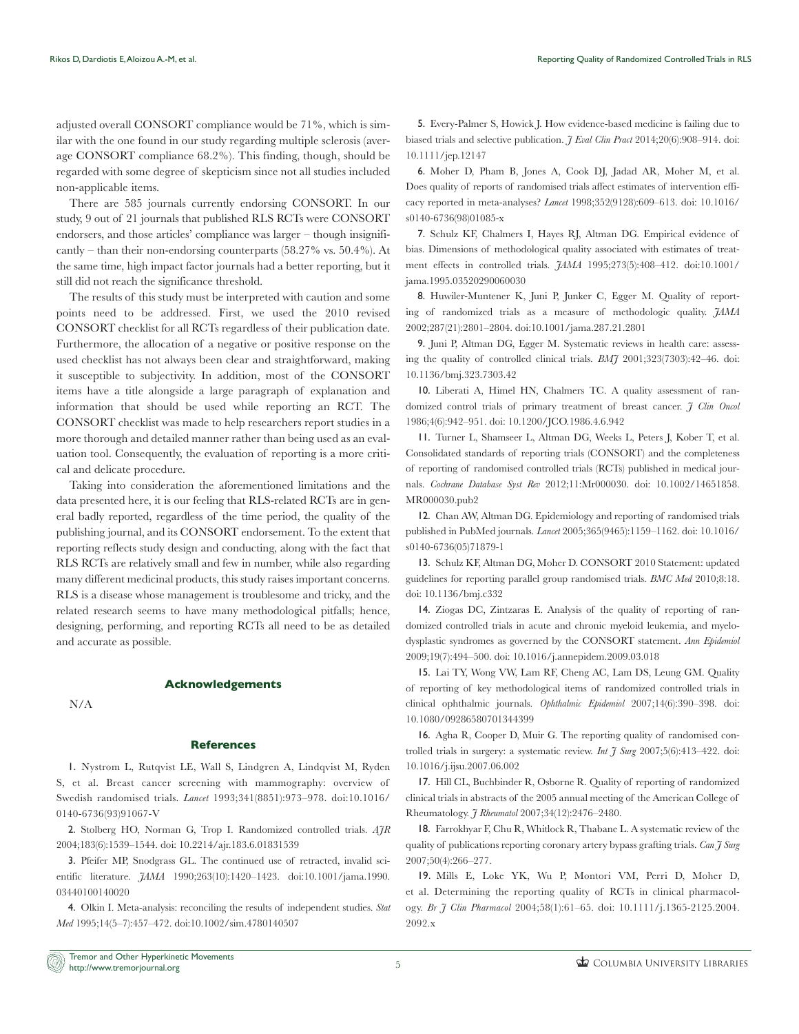adjusted overall CONSORT compliance would be 71%, which is similar with the one found in our study regarding multiple sclerosis (average CONSORT compliance 68.2%). This finding, though, should be regarded with some degree of skepticism since not all studies included non-applicable items.

There are 585 journals currently endorsing CONSORT. In our study, 9 out of 21 journals that published RLS RCTs were CONSORT endorsers, and those articles' compliance was larger – though insignificantly – than their non-endorsing counterparts (58.27% vs. 50.4%). At the same time, high impact factor journals had a better reporting, but it still did not reach the significance threshold.

The results of this study must be interpreted with caution and some points need to be addressed. First, we used the 2010 revised CONSORT checklist for all RCTs regardless of their publication date. Furthermore, the allocation of a negative or positive response on the used checklist has not always been clear and straightforward, making it susceptible to subjectivity. In addition, most of the CONSORT items have a title alongside a large paragraph of explanation and information that should be used while reporting an RCT. The CONSORT checklist was made to help researchers report studies in a more thorough and detailed manner rather than being used as an evaluation tool. Consequently, the evaluation of reporting is a more critical and delicate procedure.

Taking into consideration the aforementioned limitations and the data presented here, it is our feeling that RLS-related RCTs are in general badly reported, regardless of the time period, the quality of the publishing journal, and its CONSORT endorsement. To the extent that reporting reflects study design and conducting, along with the fact that RLS RCTs are relatively small and few in number, while also regarding many different medicinal products, this study raises important concerns. RLS is a disease whose management is troublesome and tricky, and the related research seems to have many methodological pitfalls; hence, designing, performing, and reporting RCTs all need to be as detailed and accurate as possible.

## Acknowledgements

N/A

## References

1. Nystrom L, Rutqvist LE, Wall S, Lindgren A, Lindqvist M, Ryden S, et al. Breast cancer screening with mammography: overview of Swedish randomised trials. *Lancet* 1993;341(8851):973–978. doi:10.1016/0140-6736(93)91067-V

2. Stolberg HO, Norman G, Trop I. Randomized controlled trials. *AJR* 2004;183(6):1539–1544. doi: 10.2214/ajr.183.6.01831539

3. Pfeifer MP, Snodgrass GL. The continued use of retracted, invalid scientific literature. *JAMA* 1990;263(10):1420–1423. doi:10.1001/jama.1990.03440100140020

4. Olkin I. Meta-analysis: reconciling the results of independent studies. *Stat Med* 1995;14(5–7):457–472. doi:10.1002/sim.4780140507

5. Every-Palmer S, Howick J. How evidence-based medicine is failing due to biased trials and selective publication. *J Eval Clin Pract* 2014;20(6):908–914. doi: 10.1111/jep.12147

6. Moher D, Pham B, Jones A, Cook DJ, Jadad AR, Moher M, et al. Does quality of reports of randomised trials affect estimates of intervention efficacy reported in meta-analyses? *Lancet* 1998;352(9128):609–613. doi: 10.1016/s0140-6736(98)01085-x

7. Schulz KF, Chalmers I, Hayes RJ, Altman DG. Empirical evidence of bias. Dimensions of methodological quality associated with estimates of treatment effects in controlled trials. *JAMA* 1995;273(5):408–412. doi:10.1001/jama.1995.03520290060030

8. Huwiler-Muntener K, Juni P, Junker C, Egger M. Quality of reporting of randomized trials as a measure of methodologic quality. *JAMA* 2002;287(21):2801–2804. doi:10.1001/jama.287.21.2801

9. Juni P, Altman DG, Egger M. Systematic reviews in health care: assessing the quality of controlled clinical trials. *BMJ* 2001;323(7303):42–46. doi: 10.1136/bmj.323.7303.42

10. Liberati A, Himel HN, Chalmers TC. A quality assessment of randomized control trials of primary treatment of breast cancer. *J Clin Oncol* 1986;4(6):942–951. doi: 10.1200/JCO.1986.4.6.942

11. Turner L, Shamseer L, Altman DG, Weeks L, Peters J, Kober T, et al. Consolidated standards of reporting trials (CONSORT) and the completeness of reporting of randomised controlled trials (RCTs) published in medical journals. *Cochrane Database Syst Rev* 2012;11:Mr000030. doi: 10.1002/14651858.MR000030.pub2

12. Chan AW, Altman DG. Epidemiology and reporting of randomised trials published in PubMed journals. *Lancet* 2005;365(9465):1159–1162. doi: 10.1016/s0140-6736(05)71879-1

13. Schulz KF, Altman DG, Moher D. CONSORT 2010 Statement: updated guidelines for reporting parallel group randomised trials. *BMC Med* 2010;8:18. doi: 10.1136/bmj.c332

14. Ziogas DC, Zintzaras E. Analysis of the quality of reporting of randomized controlled trials in acute and chronic myeloid leukemia, and myelodysplastic syndromes as governed by the CONSORT statement. *Ann Epidemiol* 2009;19(7):494–500. doi: 10.1016/j.annepidem.2009.03.018

15. Lai TY, Wong VW, Lam RF, Cheng AC, Lam DS, Leung GM. Quality of reporting of key methodological items of randomized controlled trials in clinical ophthalmic journals. *Ophthalmic Epidemiol* 2007;14(6):390–398. doi: 10.1080/09286580701344399

16. Agha R, Cooper D, Muir G. The reporting quality of randomised controlled trials in surgery: a systematic review. *Int J Surg* 2007;5(6):413–422. doi: 10.1016/j.ijsu.2007.06.002

17. Hill CL, Buchbinder R, Osborne R. Quality of reporting of randomized clinical trials in abstracts of the 2005 annual meeting of the American College of Rheumatology. *J Rheumatol* 2007;34(12):2476–2480.

18. Farrokhyar F, Chu R, Whitlock R, Thabane L. A systematic review of the quality of publications reporting coronary artery bypass grafting trials. *Can J Surg* 2007;50(4):266–277.

19. Mills E, Loke YK, Wu P, Montori VM, Perri D, Moher D, et al. Determining the reporting quality of RCTs in clinical pharmacology. *Br J Clin Pharmacol* 2004;58(1):61–65. doi: 10.1111/j.1365-2125.2004.2092.x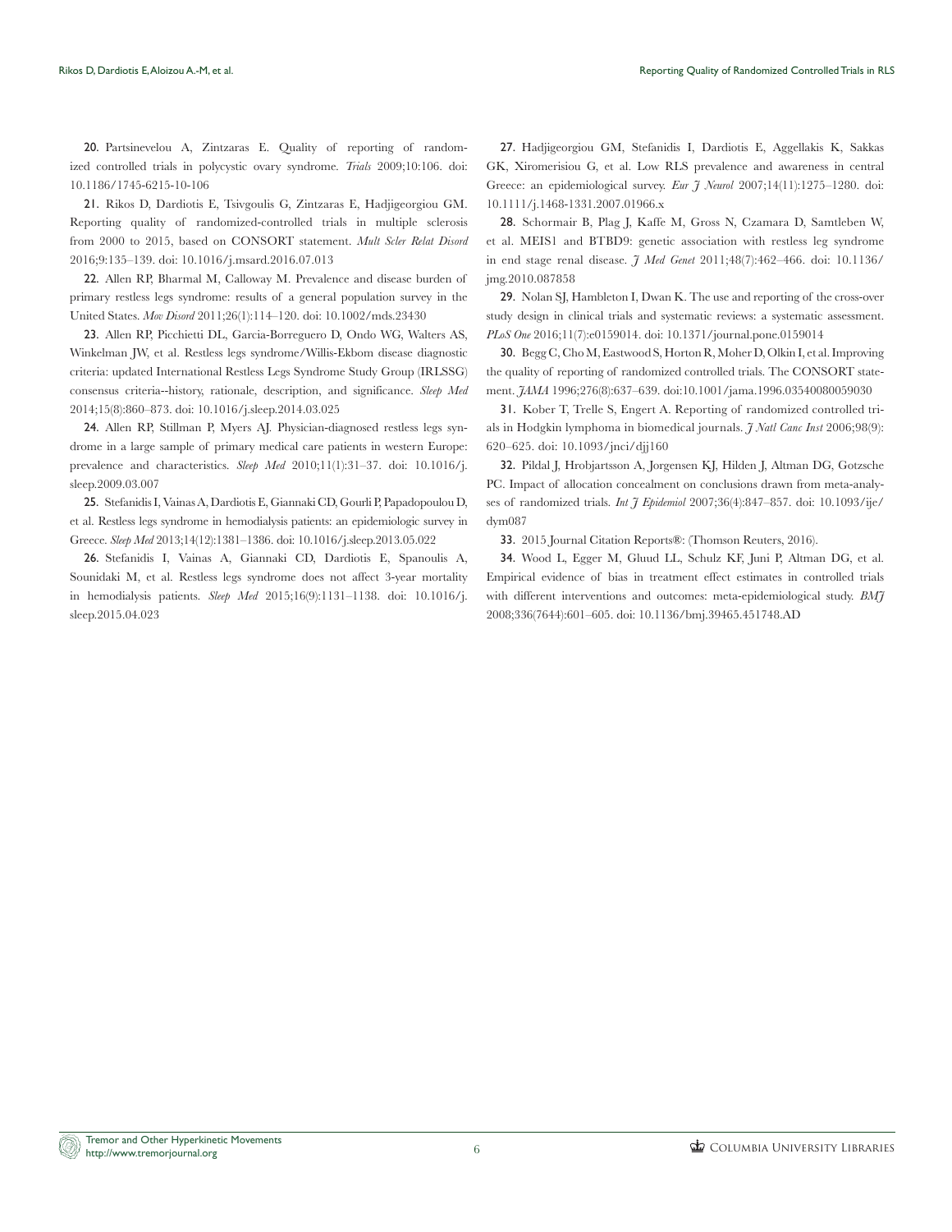20. Partsinevelou A, Zintzaras E. Quality of reporting of randomized controlled trials in polycystic ovary syndrome. *Trials* 2009;10:106. doi: 10.1186/1745-6215-10-106

21. Rikos D, Dardiotis E, Tsivgoulis G, Zintzaras E, Hadjigeorgiou GM. Reporting quality of randomized-controlled trials in multiple sclerosis from 2000 to 2015, based on CONSORT statement. *Mult Scler Relat Disord* 2016;9:135–139. doi: 10.1016/j.msard.2016.07.013

22. Allen RP, Bharmal M, Calloway M. Prevalence and disease burden of primary restless legs syndrome: results of a general population survey in the United States. *Mov Disord* 2011;26(1):114–120. doi: 10.1002/mds.23430

23. Allen RP, Picchietti DL, Garcia-Borreguero D, Ondo WG, Walters AS, Winkelman JW, et al. Restless legs syndrome/Willis-Ekbom disease diagnostic criteria: updated International Restless Legs Syndrome Study Group (IRLSSG) consensus criteria--history, rationale, description, and significance. *Sleep Med* 2014;15(8):860–873. doi: 10.1016/j.sleep.2014.03.025

24. Allen RP, Stillman P, Myers AJ. Physician-diagnosed restless legs syndrome in a large sample of primary medical care patients in western Europe: prevalence and characteristics. *Sleep Med* 2010;11(1):31–37. doi: 10.1016/j.sleep.2009.03.007

25. Stefanidis I, Vainas A, Dardiotis E, Giannaki CD, Gourli P, Papadopoulou D, et al. Restless legs syndrome in hemodialysis patients: an epidemiologic survey in Greece. *Sleep Med* 2013;14(12):1381–1386. doi: 10.1016/j.sleep.2013.05.022

26. Stefanidis I, Vainas A, Giannaki CD, Dardiotis E, Spanoulis A, Sounidaki M, et al. Restless legs syndrome does not affect 3-year mortality in hemodialysis patients. *Sleep Med* 2015;16(9):1131–1138. doi: 10.1016/j.sleep.2015.04.023

27. Hadjigeorgiou GM, Stefanidis I, Dardiotis E, Aggellakis K, Sakkas GK, Xiromerisiou G, et al. Low RLS prevalence and awareness in central Greece: an epidemiological survey. *Eur J Neurol* 2007;14(11):1275–1280. doi: 10.1111/j.1468-1331.2007.01966.x

28. Schormair B, Plag J, Kaffe M, Gross N, Czamara D, Samtleben W, et al. MEIS1 and BTBD9: genetic association with restless leg syndrome in end stage renal disease. *J Med Genet* 2011;48(7):462–466. doi: 10.1136/jmg.2010.087858

29. Nolan SJ, Hambleton I, Dwan K. The use and reporting of the cross-over study design in clinical trials and systematic reviews: a systematic assessment. *PLoS One* 2016;11(7):e0159014. doi: 10.1371/journal.pone.0159014

30. Begg C, Cho M, Eastwood S, Horton R, Moher D, Olkin I, et al. Improving the quality of reporting of randomized controlled trials. The CONSORT statement. *JAMA* 1996;276(8):637–639. doi:10.1001/jama.1996.03540080059030

31. Kober T, Trelle S, Engert A. Reporting of randomized controlled trials in Hodgkin lymphoma in biomedical journals. *J Natl Canc Inst* 2006;98(9): 620–625. doi: 10.1093/jnci/djj160

32. Pildal J, Hrobjartsson A, Jorgensen KJ, Hilden J, Altman DG, Gotzsche PC. Impact of allocation concealment on conclusions drawn from meta-analyses of randomized trials. *Int J Epidemiol* 2007;36(4):847–857. doi: 10.1093/ije/dym087

33. 2015 Journal Citation Reports®: (Thomson Reuters, 2016).

34. Wood L, Egger M, Gluud LL, Schulz KF, Juni P, Altman DG, et al. Empirical evidence of bias in treatment effect estimates in controlled trials with different interventions and outcomes: meta-epidemiological study. *BMJ* 2008;336(7644):601–605. doi: 10.1136/bmj.39465.451748.AD